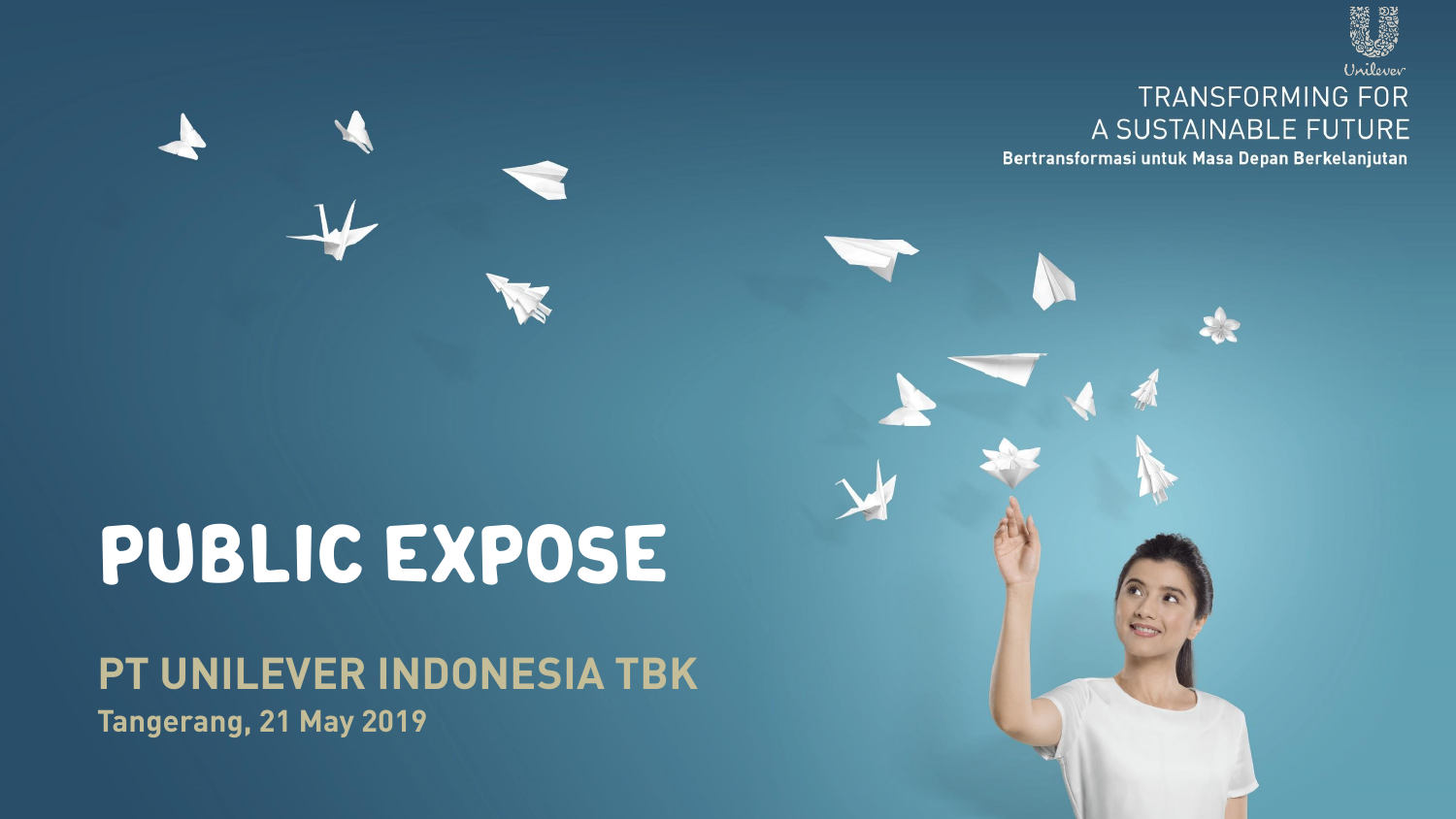Unilever

TRANSFORMING FOR
A SUSTAINABLE FUTURE

**Bertransformasi untuk Masa Depan Berkelanjutan**

# PUBLIC EXPOSE

## PT UNILEVER INDONESIA TBK

**Tangerang, 21 May 2019**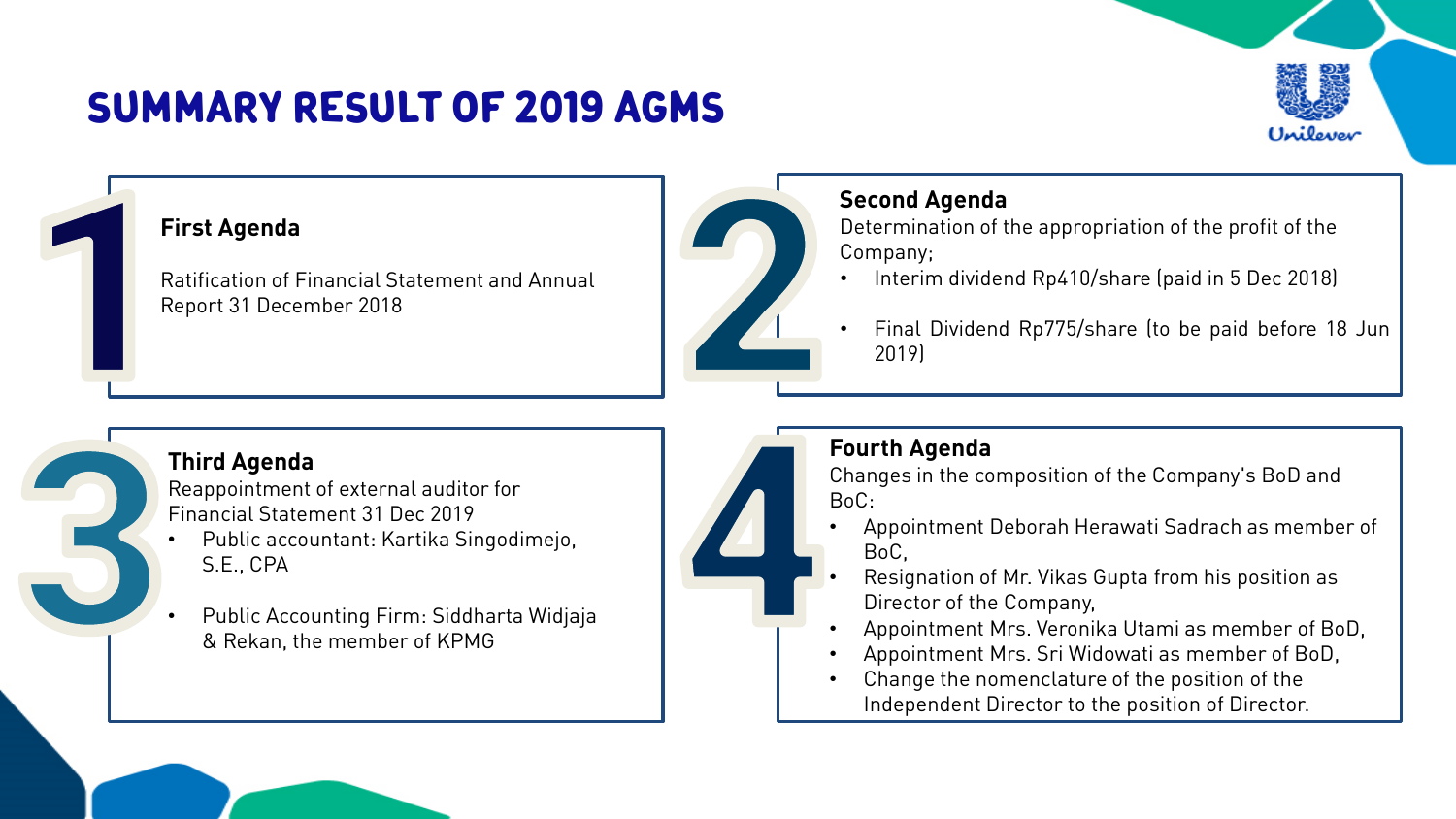# SUMMARY RESULT OF 2019 AGMS

## 1

**First Agenda**

Ratification of Financial Statement and Annual Report 31 December 2018

## 2

**Second Agenda**

Determination of the appropriation of the profit of the Company;

- Interim dividend Rp410/share (paid in 5 Dec 2018)
- Final Dividend Rp775/share (to be paid before 18 Jun 2019)

## 3

**Third Agenda**

Reappointment of external auditor for Financial Statement 31 Dec 2019

- Public accountant: Kartika Singodimejo, S.E., CPA
- Public Accounting Firm: Siddharta Widjaja & Rekan, the member of KPMG

## 4

**Fourth Agenda**

Changes in the composition of the Company's BoD and BoC:

- Appointment Deborah Herawati Sadrach as member of BoC,
- Resignation of Mr. Vikas Gupta from his position as Director of the Company,
- Appointment Mrs. Veronika Utami as member of BoD,
- Appointment Mrs. Sri Widowati as member of BoD,
- Change the nomenclature of the position of the Independent Director to the position of Director.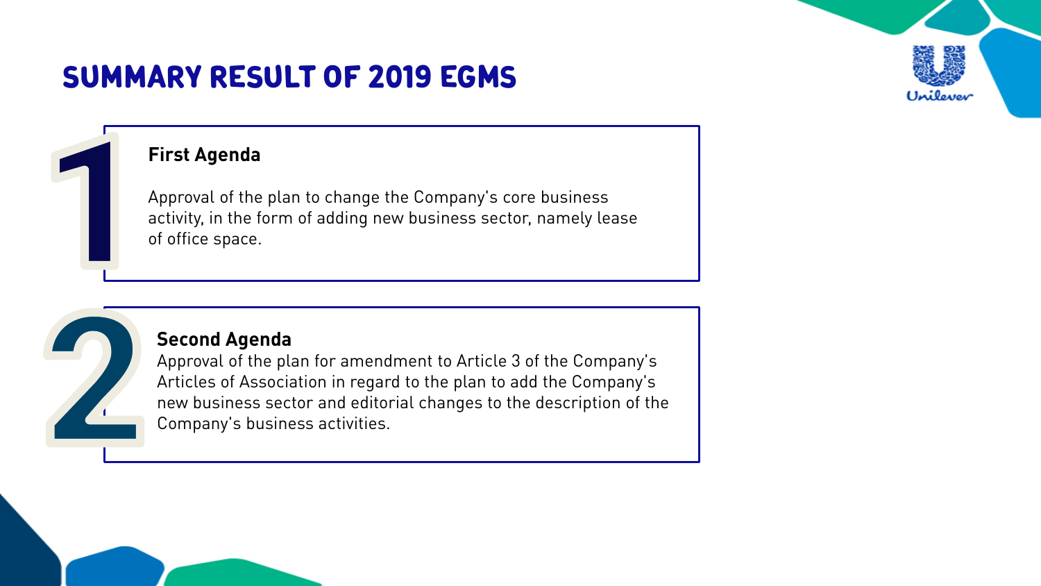# SUMMARY RESULT OF 2019 EGMS

1

**First Agenda**

Approval of the plan to change the Company's core business activity, in the form of adding new business sector, namely lease of office space.

2

**Second Agenda**

Approval of the plan for amendment to Article 3 of the Company's Articles of Association in regard to the plan to add the Company's new business sector and editorial changes to the description of the Company's business activities.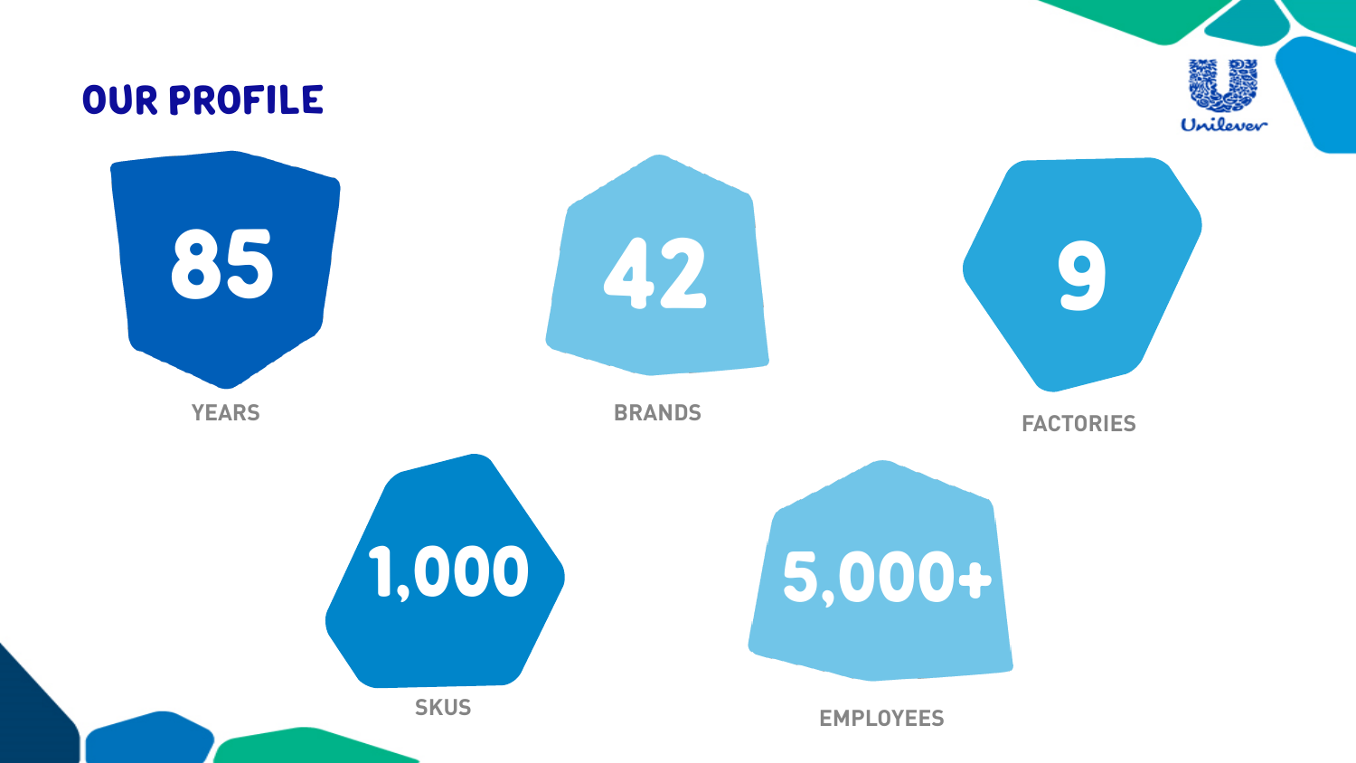# OUR PROFILE

Unilever

85

YEARS

42

BRANDS

9

FACTORIES

1,000

SKUS

5,000+

EMPLOYEES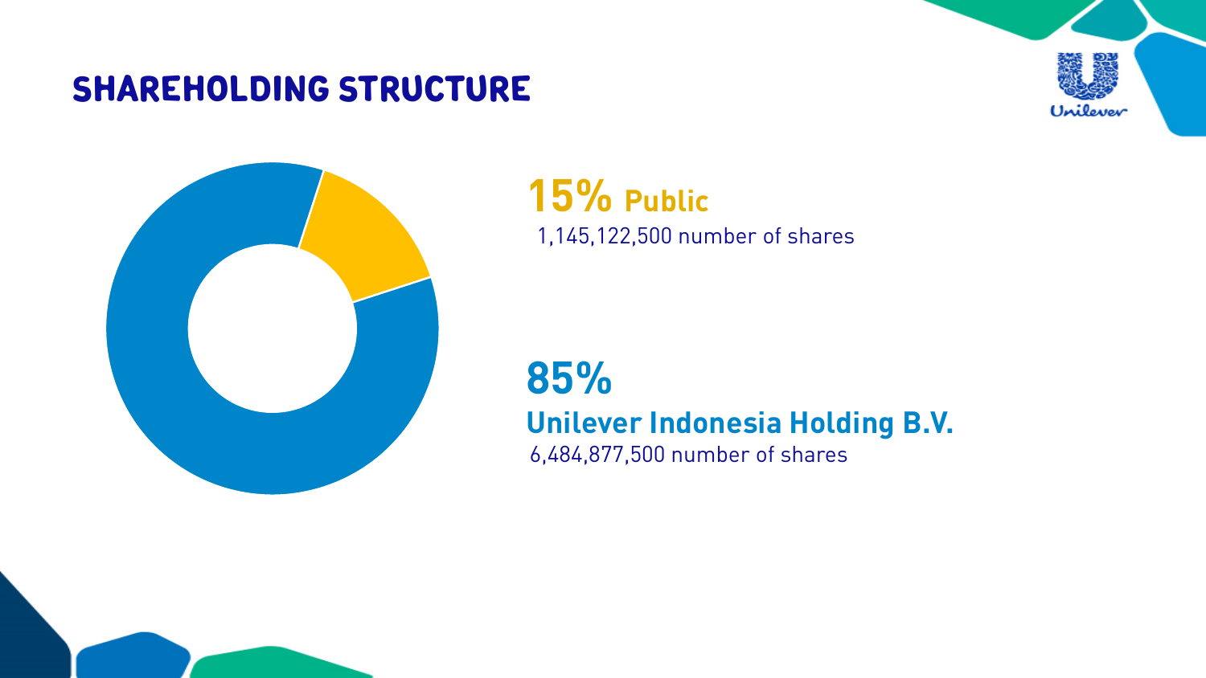# SHAREHOLDING STRUCTURE

**15% Public**
1,145,122,500 number of shares

**85%**
**Unilever Indonesia Holding B.V.**
6,484,877,500 number of shares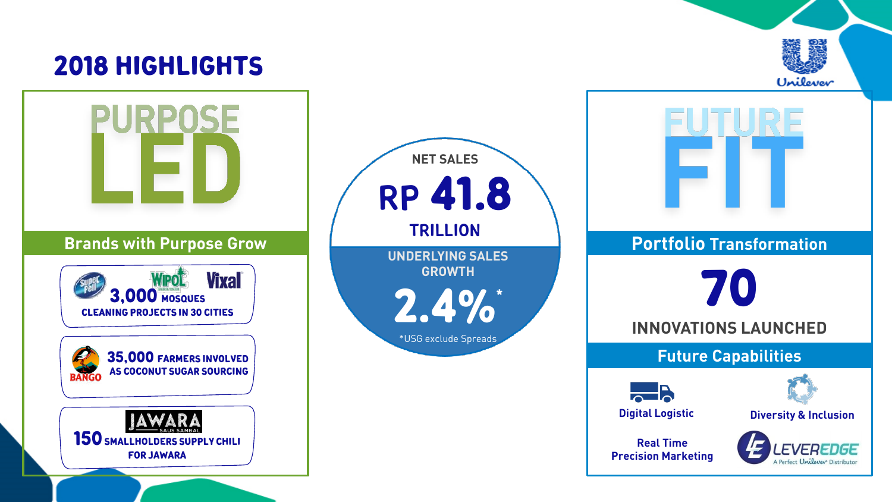# 2018 HIGHLIGHTS

## PURPOSE LED

### Brands with Purpose Grow

Super Pell, Wipol, Vixal
**3,000** MOSQUES CLEANING PROJECTS IN 30 CITIES

BANGO
**35,000** FARMERS INVOLVED AS COCONUT SUGAR SOURCING

JAWARA SAUS SAMBAL
**150** SMALLHOLDERS SUPPLY CHILI FOR JAWARA

## NET SALES

**RP 41.8 TRILLION**

UNDERLYING SALES GROWTH

**2.4%***

*USG exclude Spreads

## FUTURE FIT

### Portfolio Transformation

**70**

INNOVATIONS LAUNCHED

### Future Capabilities

- Digital Logistic
- Diversity & Inclusion
- Real Time Precision Marketing
- LEVEREDGE – A Perfect Unilever Distributor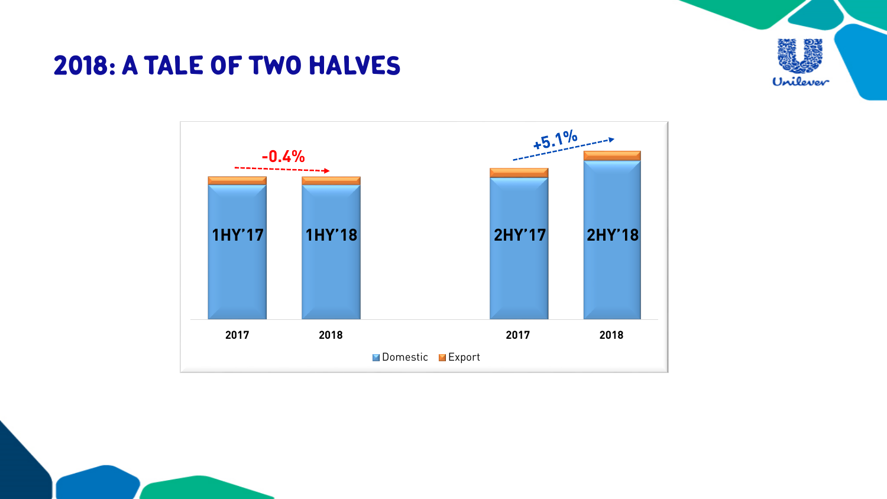# 2018: A TALE OF TWO HALVES

-0.4%

+5.1%

1HY'17

1HY'18

2HY'17

2HY'18

2017

2018

2017

2018

Domestic

Export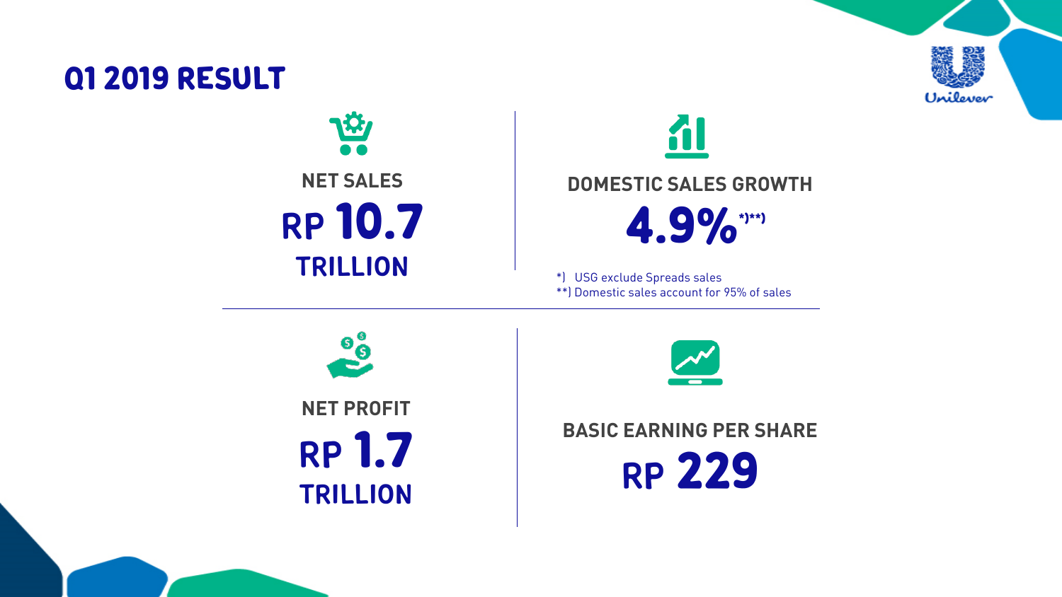# Q1 2019 RESULT

**NET SALES**

**RP 10.7 TRILLION**

**DOMESTIC SALES GROWTH**

**4.9%*)**)**

*)  USG exclude Spreads sales
**) Domestic sales account for 95% of sales

**NET PROFIT**

**RP 1.7 TRILLION**

**BASIC EARNING PER SHARE**

**RP 229**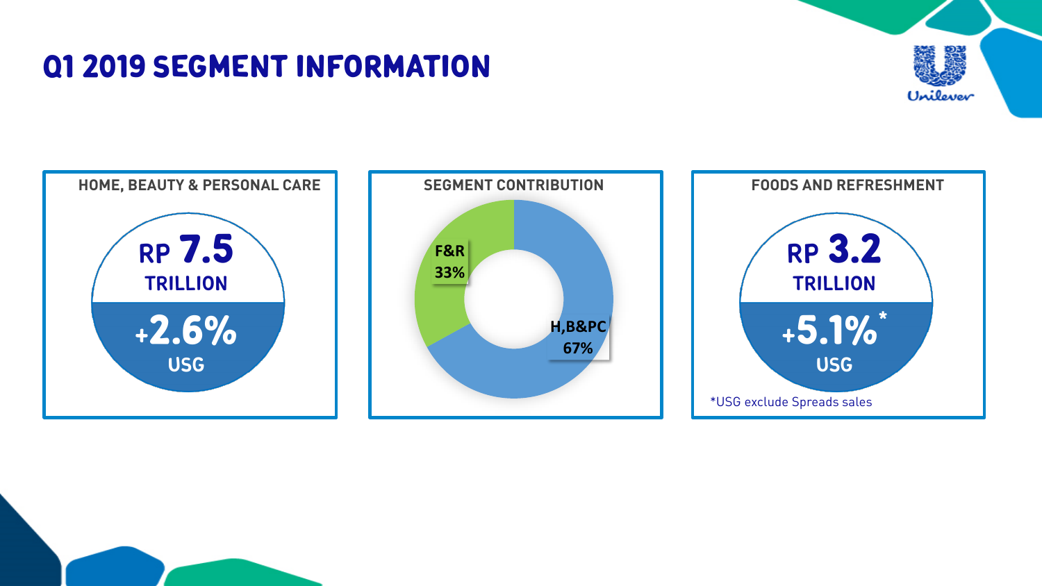# Q1 2019 SEGMENT INFORMATION

### HOME, BEAUTY & PERSONAL CARE

RP **7.5** TRILLION

+2.6% USG

### SEGMENT CONTRIBUTION

F&R 33%

H,B&PC 67%

### FOODS AND REFRESHMENT

RP **3.2** TRILLION

+5.1%* USG

*USG exclude Spreads sales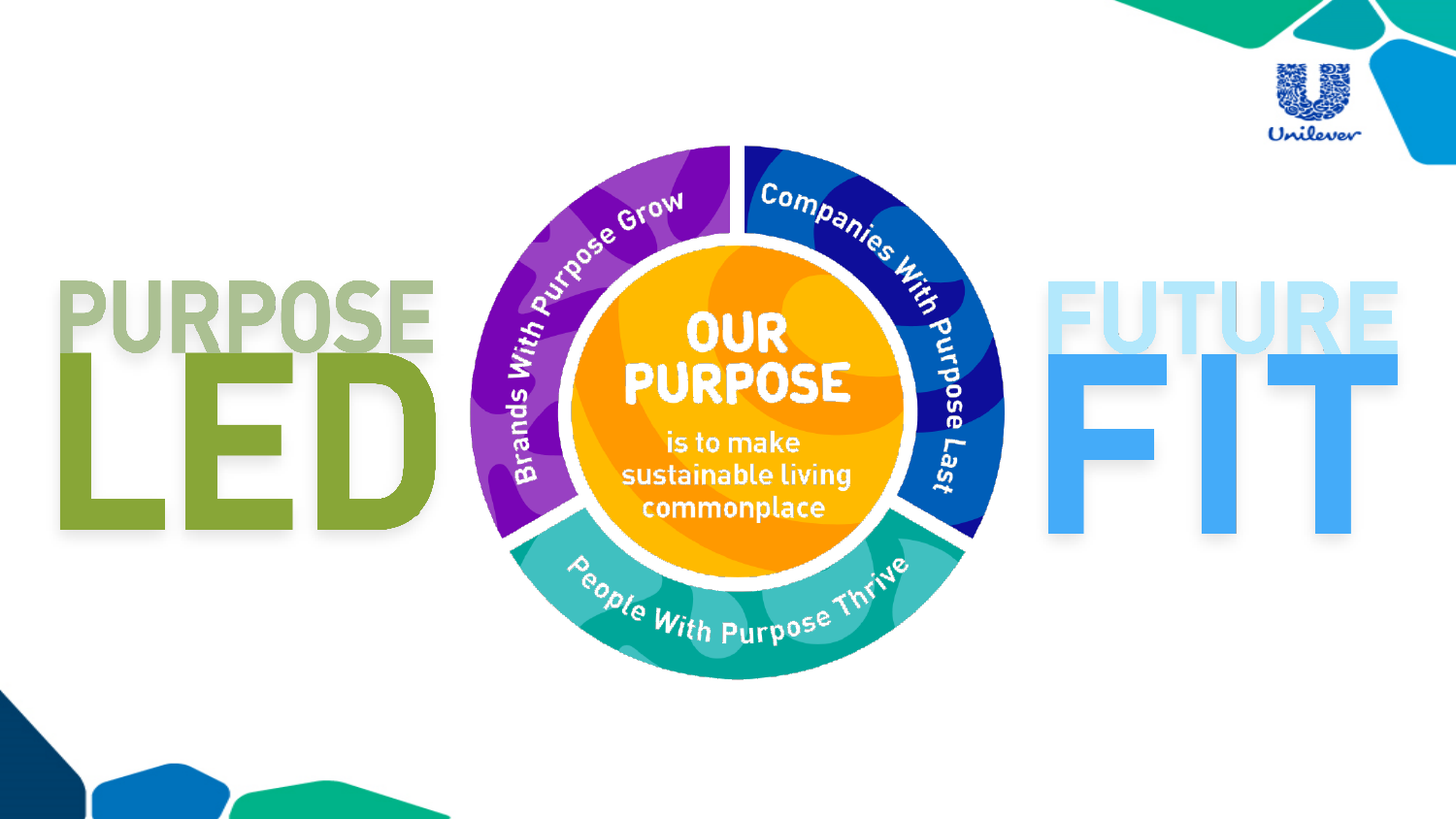# PURPOSE LED

# OUR PURPOSE

is to make sustainable living commonplace

Brands With Purpose Grow

Companies With Purpose Last

People With Purpose Thrive

# FUTURE FIT

Unilever